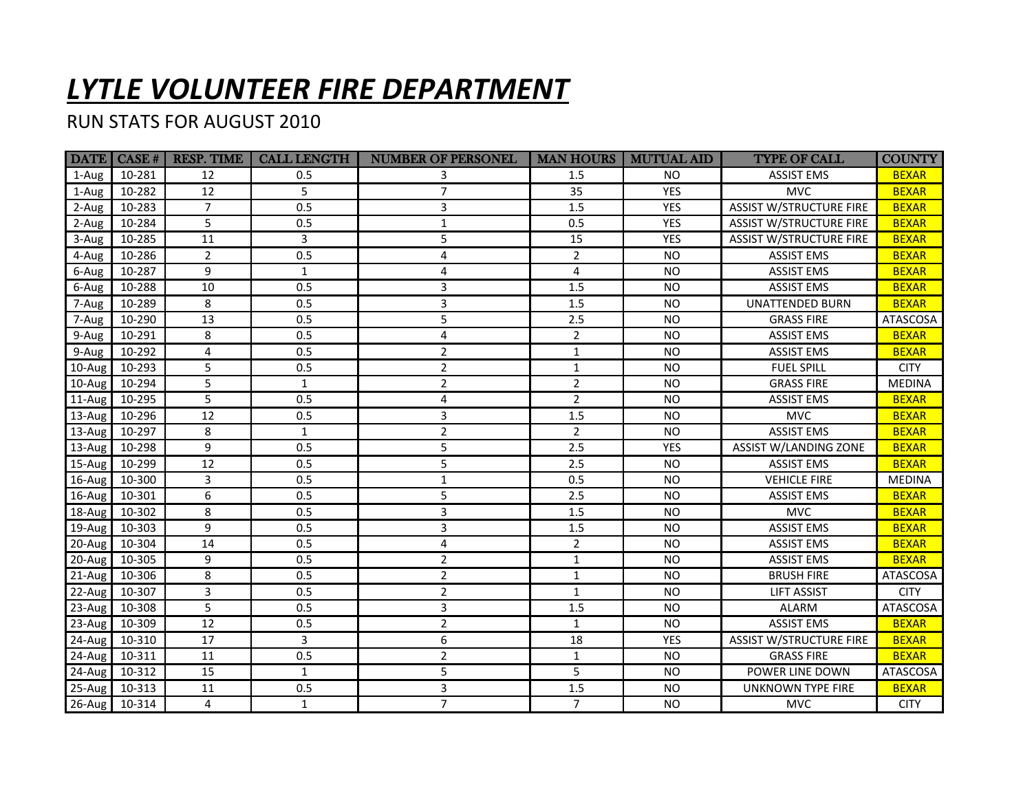# *LYTLE VOLUNTEER FIRE DEPARTMENT*

RUN STATS FOR AUGUST 2010

| DATE | CASE # | RESP. TIME | CALL LENGTH | NUMBER OF PERSONEL | MAN HOURS | MUTUAL AID | TYPE OF CALL | COUNTY |
|---|---|---|---|---|---|---|---|---|
| 1-Aug | 10-281 | 12 | 0.5 | 3 | 1.5 | NO | ASSIST EMS | BEXAR |
| 1-Aug | 10-282 | 12 | 5 | 7 | 35 | YES | MVC | BEXAR |
| 2-Aug | 10-283 | 7 | 0.5 | 3 | 1.5 | YES | ASSIST W/STRUCTURE FIRE | BEXAR |
| 2-Aug | 10-284 | 5 | 0.5 | 1 | 0.5 | YES | ASSIST W/STRUCTURE FIRE | BEXAR |
| 3-Aug | 10-285 | 11 | 3 | 5 | 15 | YES | ASSIST W/STRUCTURE FIRE | BEXAR |
| 4-Aug | 10-286 | 2 | 0.5 | 4 | 2 | NO | ASSIST EMS | BEXAR |
| 6-Aug | 10-287 | 9 | 1 | 4 | 4 | NO | ASSIST EMS | BEXAR |
| 6-Aug | 10-288 | 10 | 0.5 | 3 | 1.5 | NO | ASSIST EMS | BEXAR |
| 7-Aug | 10-289 | 8 | 0.5 | 3 | 1.5 | NO | UNATTENDED BURN | BEXAR |
| 7-Aug | 10-290 | 13 | 0.5 | 5 | 2.5 | NO | GRASS FIRE | ATASCOSA |
| 9-Aug | 10-291 | 8 | 0.5 | 4 | 2 | NO | ASSIST EMS | BEXAR |
| 9-Aug | 10-292 | 4 | 0.5 | 2 | 1 | NO | ASSIST EMS | BEXAR |
| 10-Aug | 10-293 | 5 | 0.5 | 2 | 1 | NO | FUEL SPILL | CITY |
| 10-Aug | 10-294 | 5 | 1 | 2 | 2 | NO | GRASS FIRE | MEDINA |
| 11-Aug | 10-295 | 5 | 0.5 | 4 | 2 | NO | ASSIST EMS | BEXAR |
| 13-Aug | 10-296 | 12 | 0.5 | 3 | 1.5 | NO | MVC | BEXAR |
| 13-Aug | 10-297 | 8 | 1 | 2 | 2 | NO | ASSIST EMS | BEXAR |
| 13-Aug | 10-298 | 9 | 0.5 | 5 | 2.5 | YES | ASSIST W/LANDING ZONE | BEXAR |
| 15-Aug | 10-299 | 12 | 0.5 | 5 | 2.5 | NO | ASSIST EMS | BEXAR |
| 16-Aug | 10-300 | 3 | 0.5 | 1 | 0.5 | NO | VEHICLE FIRE | MEDINA |
| 16-Aug | 10-301 | 6 | 0.5 | 5 | 2.5 | NO | ASSIST EMS | BEXAR |
| 18-Aug | 10-302 | 8 | 0.5 | 3 | 1.5 | NO | MVC | BEXAR |
| 19-Aug | 10-303 | 9 | 0.5 | 3 | 1.5 | NO | ASSIST EMS | BEXAR |
| 20-Aug | 10-304 | 14 | 0.5 | 4 | 2 | NO | ASSIST EMS | BEXAR |
| 20-Aug | 10-305 | 9 | 0.5 | 2 | 1 | NO | ASSIST EMS | BEXAR |
| 21-Aug | 10-306 | 8 | 0.5 | 2 | 1 | NO | BRUSH FIRE | ATASCOSA |
| 22-Aug | 10-307 | 3 | 0.5 | 2 | 1 | NO | LIFT ASSIST | CITY |
| 23-Aug | 10-308 | 5 | 0.5 | 3 | 1.5 | NO | ALARM | ATASCOSA |
| 23-Aug | 10-309 | 12 | 0.5 | 2 | 1 | NO | ASSIST EMS | BEXAR |
| 24-Aug | 10-310 | 17 | 3 | 6 | 18 | YES | ASSIST W/STRUCTURE FIRE | BEXAR |
| 24-Aug | 10-311 | 11 | 0.5 | 2 | 1 | NO | GRASS FIRE | BEXAR |
| 24-Aug | 10-312 | 15 | 1 | 5 | 5 | NO | POWER LINE DOWN | ATASCOSA |
| 25-Aug | 10-313 | 11 | 0.5 | 3 | 1.5 | NO | UNKNOWN TYPE FIRE | BEXAR |
| 26-Aug | 10-314 | 4 | 1 | 7 | 7 | NO | MVC | CITY |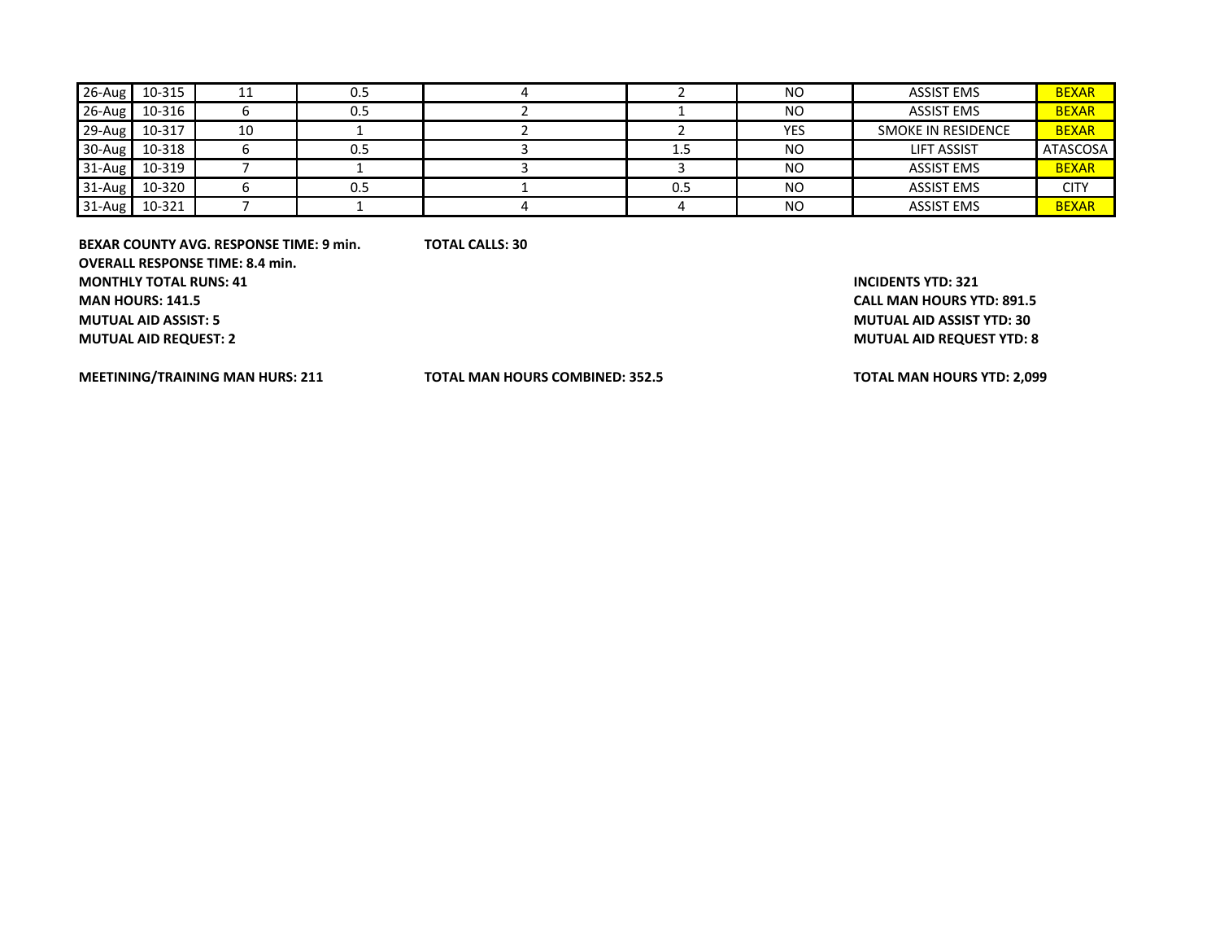| | | | | | | | | |
|---|---|---|---|---|---|---|---|---|
| 26-Aug | 10-315 | 11 | 0.5 | 4 | 2 | NO | ASSIST EMS | BEXAR |
| 26-Aug | 10-316 | 6 | 0.5 | 2 | 1 | NO | ASSIST EMS | BEXAR |
| 29-Aug | 10-317 | 10 | 1 | 2 | 2 | YES | SMOKE IN RESIDENCE | BEXAR |
| 30-Aug | 10-318 | 6 | 0.5 | 3 | 1.5 | NO | LIFT ASSIST | ATASCOSA |
| 31-Aug | 10-319 | 7 | 1 | 3 | 3 | NO | ASSIST EMS | BEXAR |
| 31-Aug | 10-320 | 6 | 0.5 | 1 | 0.5 | NO | ASSIST EMS | CITY |
| 31-Aug | 10-321 | 7 | 1 | 4 | 4 | NO | ASSIST EMS | BEXAR |

**BEXAR COUNTY AVG. RESPONSE TIME: 9 min.**

**TOTAL CALLS: 30**

**OVERALL RESPONSE TIME: 8.4 min.**

**MONTHLY TOTAL RUNS: 41**

**MAN HOURS: 141.5**

**MUTUAL AID ASSIST: 5**

**MUTUAL AID REQUEST: 2**

**INCIDENTS YTD: 321**

**CALL MAN HOURS YTD: 891.5**

**MUTUAL AID ASSIST YTD: 30**

**MUTUAL AID REQUEST YTD: 8**

**MEETINING/TRAINING MAN HURS: 211**

**TOTAL MAN HOURS COMBINED: 352.5**

**TOTAL MAN HOURS YTD: 2,099**